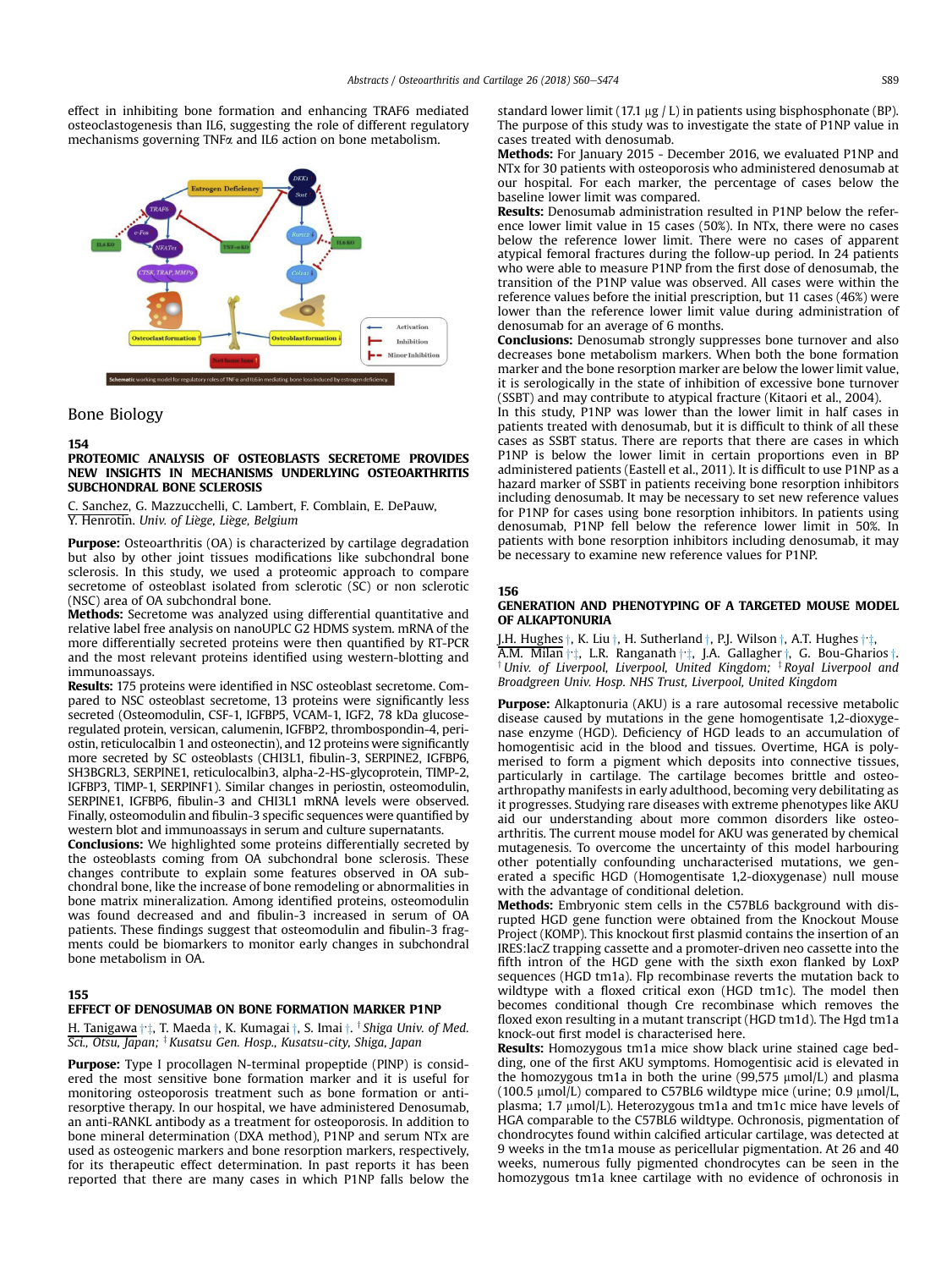effect in inhibiting bone formation and enhancing TRAF6 mediated osteoclastogenesis than IL6, suggesting the role of different regulatory mechanisms governing TNFα and IL6 action on bone metabolism.

Schematic working model for regulatory roles of TNFα and IL6 in mediating bone loss induced by estrogen deficiency.

## Bone Biology

### 154
### PROTEOMIC ANALYSIS OF OSTEOBLASTS SECRETOME PROVIDES NEW INSIGHTS IN MECHANISMS UNDERLYING OSTEOARTHRITIS SUBCHONDRAL BONE SCLEROSIS

C. Sanchez, G. Mazzucchelli, C. Lambert, F. Comblain, E. DePauw, Y. Henrotin. *Univ. of Liège, Liège, Belgium*

**Purpose:** Osteoarthritis (OA) is characterized by cartilage degradation but also by other joint tissues modifications like subchondral bone sclerosis. In this study, we used a proteomic approach to compare secretome of osteoblast isolated from sclerotic (SC) or non sclerotic (NSC) area of OA subchondral bone.

**Methods:** Secretome was analyzed using differential quantitative and relative label free analysis on nanoUPLC G2 HDMS system. mRNA of the more differentially secreted proteins were then quantified by RT-PCR and the most relevant proteins identified using western-blotting and immunoassays.

**Results:** 175 proteins were identified in NSC osteoblast secretome. Compared to NSC osteoblast secretome, 13 proteins were significantly less secreted (Osteomodulin, CSF-1, IGFBP5, VCAM-1, IGF2, 78 kDa Glucose-regulated protein, versican, calumenin, IGFBP2, thrombospondin-4, periostin, reticulocalbin 1 and osteonectin), and 12 proteins were significantly more secreted by SC osteoblasts (CHI3L1, fibulin-3, SERPINE2, IGFBP6, SH3BGRL3, SERPINE1, reticulocalbin3, alpha-2-HS-glycoprotein, TIMP-2, IGFBP3, TIMP-1, SERPINF1). Similar changes in periostin, osteomodulin, SERPINE1, IGFBP6, fibulin-3 and CHI3L1 mRNA levels were observed. Finally, osteomodulin and fibulin-3 specific sequences were quantified by western blot and immunoassays in serum and culture supernatants.

**Conclusions:** We highlighted some proteins differentially secreted by the osteoblasts coming from OA subchondral bone sclerosis. These changes contribute to explain some features observed in OA subchondral bone, like the increase of bone remodeling or abnormalities in bone matrix mineralization. Among identified proteins, osteomodulin was found decreased and and fibulin-3 increased in serum of OA patients. These findings suggest that osteomodulin and fibulin-3 fragments could be biomarkers to monitor early changes in subchondral bone metabolism in OA.

### 155
### EFFECT OF DENOSUMAB ON BONE FORMATION MARKER P1NP

H. Tanigawa [†,‡], T. Maeda [†], K. Kumagai [†], S. Imai [†]. [†] *Shiga Univ. of Med. Sci., Otsu, Japan;* [‡] *Kusatsu Gen. Hosp., Kusatsu-city, Shiga, Japan*

**Purpose:** Type I procollagen N-terminal propeptide (PINP) is considered the most sensitive bone formation marker and it is useful for monitoring osteoporosis treatment such as bone formation or anti-resorptive therapy. In our hospital, we have administered Denosumab, an anti-RANKL antibody as a treatment for osteoporosis. In addition to bone mineral determination (DXA method), P1NP and serum NTx are used as osteogenic markers and bone resorption markers, respectively, for its therapeutic effect determination. In past reports it has been reported that there are many cases in which P1NP falls below the standard lower limit (17.1 μg / L) in patients using bisphosphonate (BP). The purpose of this study was to investigate the state of P1NP value in cases treated with denosumab.

**Methods:** For January 2015 - December 2016, we evaluated P1NP and NTx for 30 patients with osteoporosis who administered denosumab at our hospital. For each marker, the percentage of cases below the baseline lower limit was compared.

**Results:** Denosumab administration resulted in P1NP below the reference lower limit value in 15 cases (50%). In NTx, there were no cases below the reference lower limit. There were no cases of apparent atypical femoral fractures during the follow-up period. In 24 patients who were able to measure P1NP from the first dose of denosumab, the transition of the P1NP value was observed. All cases were within the reference values before the initial prescription, but 11 cases (46%) were lower than the reference lower limit value during administration of denosumab for an average of 6 months.

**Conclusions:** Denosumab strongly suppresses bone turnover and also decreases bone metabolism markers. When both the bone formation marker and the bone resorption marker are below the lower limit value, it is serologically in the state of inhibition of excessive bone turnover (SSBT) and may contribute to atypical fracture (Kitaori et al., 2004). In this study, P1NP was lower than the lower limit in half cases in patients treated with denosumab, but it is difficult to think of all these cases as SSBT status. There are reports that there are cases in which P1NP is below the lower limit in certain proportions even in BP administered patients (Eastell et al., 2011). It is difficult to use P1NP as a hazard marker of SSBT in patients receiving bone resorption inhibitors including denosumab. It may be necessary to set new reference values for P1NP for cases using bone resorption inhibitors. In patients using denosumab, P1NP fell below the reference lower limit in 50%. In patients with bone resorption inhibitors including denosumab, it may be necessary to examine new reference values for P1NP.

### 156
### GENERATION AND PHENOTYPING OF A TARGETED MOUSE MODEL OF ALKAPTONURIA

J.H. Hughes [†], K. Liu [†], H. Sutherland [†], P.J. Wilson [†], A.T. Hughes [†,‡], A.M. Milan [†,‡], L.R. Ranganath [†,‡], J.A. Gallagher [†], G. Bou-Gharios [†]. [†] *Univ. of Liverpool, Liverpool, United Kingdom;* [‡] *Royal Liverpool and Broadgreen Univ. Hosp. NHS Trust, Liverpool, United Kingdom*

**Purpose:** Alkaptonuria (AKU) is a rare autosomal recessive metabolic disease caused by mutations in the gene homogentisate 1,2-dioxygenase enzyme (HGD). Deficiency of HGD leads to an accumulation of homogentisic acid in the blood and tissues. Overtime, HGA is polymerised to form a pigment which deposits into connective tissues, particularly in cartilage. The cartilage becomes brittle and osteoarthropathy manifests in early adulthood, becoming very debilitating as it progresses. Studying rare diseases with extreme phenotypes like AKU aid our understanding about more common disorders like osteoarthritis. The current mouse model for AKU was generated by chemical mutagenesis. To overcome the uncertainty of this model harbouring other potentially confounding uncharacterised mutations, we generated a specific HGD (Homogentisate 1,2-dioxygenase) null mouse with the advantage of conditional deletion.

**Methods:** Embryonic stem cells in the C57BL6 background with disrupted HGD gene function were obtained from the Knockout Mouse Project (KOMP). This knockout first plasmid contains the insertion of an IRES:lacZ trapping cassette and a promoter-driven neo cassette into the fifth intron of the HGD gene with the sixth exon flanked by LoxP sequences (HGD tm1a). Flp recombinase reverts the mutation back to wildtype with a floxed critical exon (HGD tm1c). The model then becomes conditional though Cre recombinase which removes the floxed exon resulting in a mutant transcript (HGD tm1d). The Hgd tm1a knock-out first model is characterised here.

**Results:** Homozygous tm1a mice show black urine stained cage bedding, one of the first AKU symptoms. Homogentisic acid is elevated in the homozygous tm1a in both the urine (99,575 μmol/L) and plasma (100.5 μmol/L) compared to C57BL6 wildtype mice (urine; 0.9 μmol/L, plasma; 1.7 μmol/L). Heterozygous tm1a and tm1c mice have levels of HGA comparable to the C57BL6 wildtype. Ochronosis, pigmentation of chondrocytes found within calcified articular cartilage, was detected at 9 weeks in the tm1a mouse as pericellular pigmentation. At 26 and 40 weeks, numerous fully pigmented chondrocytes can be seen in the homozygous tm1a knee cartilage with no evidence of ochronosis in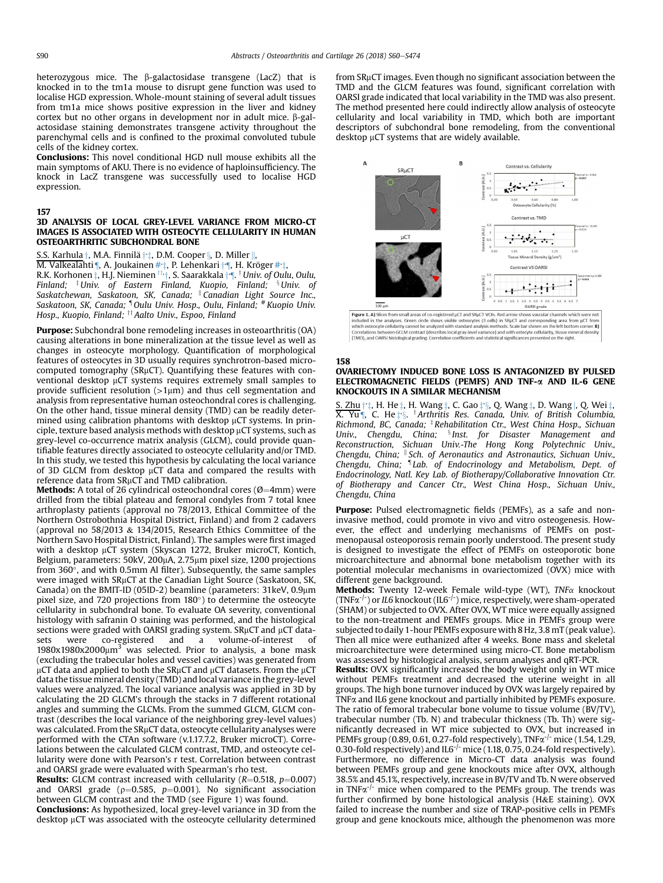heterozygous mice. The β-galactosidase transgene (LacZ) that is knocked in to the tm1a mouse to disrupt gene function was used to localise HGD expression. Whole-mount staining of several adult tissues from tm1a mice shows positive expression in the liver and kidney cortex but no other organs in development nor in adult mice. β-galactosidase staining demonstrates transgene activity throughout the parenchymal cells and is confined to the proximal convoluted tubule cells of the kidney cortex.

**Conclusions:** This novel conditional HGD null mouse exhibits all the main symptoms of AKU. There is no evidence of haploinsufficiency. The knock in LacZ transgene was successfully used to localise HGD expression.

## 157

### 3D ANALYSIS OF LOCAL GREY-LEVEL VARIANCE FROM MICRO-CT IMAGES IS ASSOCIATED WITH OSTEOCYTE CELLULARITY IN HUMAN OSTEOARTHRITIC SUBCHONDRAL BONE

S.S. Karhula [†], M.A. Finnilä [†,‡], D.M. Cooper [§], D. Miller [||], M. Valkealahti [¶], A. Joukainen [#,‡], P. Lehenkari [†,¶], H. Kröger [#,‡], R.K. Korhonen [‡], H.J. Nieminen [††,†], S. Saarakkala [†,¶]. [†] *Univ. of Oulu, Oulu, Finland;* [‡] *Univ. of Eastern Finland, Kuopio, Finland;* [§] *Univ. of Saskatchewan, Saskatoon, SK, Canada;* [||] *Canadian Light Source Inc., Saskatoon, SK, Canada;* [¶] *Oulu Univ. Hosp., Oulu, Finland;* [#] *Kuopio Univ. Hosp., Kuopio, Finland;* [††] *Aalto Univ., Espoo, Finland*

**Purpose:** Subchondral bone remodeling increases in osteoarthritis (OA) causing alterations in bone mineralization at the tissue level as well as changes in osteocyte morphology. Quantification of morphological features of osteocytes in 3D usually requires synchrotron-based micro-computed tomography (SRμCT). Quantifying these features with conventional desktop μCT systems requires extremely small samples to provide sufficient resolution (>1μm) and thus cell segmentation and analysis from representative human osteochondral cores is challenging. On the other hand, tissue mineral density (TMD) can be readily determined using calibration phantoms with desktop μCT systems. In principle, texture based analysis methods with desktop μCT systems, such as grey-level co-occurrence matrix analysis (GLCM), could provide quantifiable features directly associated to osteocyte cellularity and/or TMD. In this study, we tested this hypothesis by calculating the local variance of 3D GLCM from desktop μCT data and compared the results with reference data from SRμCT and TMD calibration.

**Methods:** A total of 26 cylindrical osteochondral cores (Ø=4mm) were drilled from the tibial plateau and femoral condyles from 7 total knee arthroplasty patients (approval no 78/2013, Ethical Committee of the Northern Ostrobothnia Hospital District, Finland) and from 2 cadavers (approval no 58/2013 & 134/2015, Research Ethics Committee of the Northern Savo Hospital District, Finland). The samples were first imaged with a desktop μCT system (Skyscan 1272, Bruker microCT, Kontich, Belgium, parameters: 50kV, 200μA, 2.75μm pixel size, 1200 projections from 360°, and with 0.5mm Al filter). Subsequently, the same samples were imaged with SRμCT at the Canadian Light Source (Saskatoon, SK, Canada) on the BMIT-ID (05ID-2) beamline (parameters: 31keV, 0.9μm pixel size, and 720 projections from 180°) to determine the osteocyte cellularity in subchondral bone. To evaluate OA severity, conventional histology with safranin O staining was performed, and the histological sections were graded with OARSI grading system. SRμCT and μCT datasets were co-registered and a volume-of-interest of $1980x1980x2000\mu m^3$ was selected. Prior to analysis, a bone mask (excluding the trabecular holes and vessel cavities) was generated from μCT data and applied to both the SRμCT and μCT datasets. From the μCT data the tissue mineral density (TMD) and local variance in the grey-level values were analyzed. The local variance analysis was applied in 3D by calculating the 2D GLCM's through the stacks in 7 different rotational angles and summing the GLCMs. From the summed GLCM, GLCM contrast (describes the local variance of the neighboring grey-level values) was calculated. From the SRμCT data, osteocyte cellularity analyses were performed with the CTAn software (v.1.17.7.2, Bruker microCT). Correlations between the calculated GLCM contrast, TMD, and osteocyte cellularity were done with Pearson's r test. Correlation between contrast and OARSI grade were evaluated with Spearman's rho test.

**Results:** GLCM contrast increased with cellularity ($R=0.518$, $p=0.007$) and OARSI grade ($\rho=0.585$, $p=0.001$). No significant association between GLCM contrast and the TMD (see Figure 1) was found.

**Conclusions:** As hypothesised, local grey-level variance in 3D from the desktop μCT was associated with the osteocyte cellularity determined from SRμCT images. Even though no significant association between the TMD and the GLCM features was found, significant correlation with OARSI grade indicated that local variability in the TMD was also present. The method presented here could indirectly allow analysis of osteocyte cellularity and local variability in TMD, which both are important descriptors of subchondral bone remodeling, from the conventional desktop μCT systems that are widely available.

A
SRμCT
μCT
100 μm
B
Contrast vs. Cellularity
Pearson's r: 0.518
p = 0.007
Contrast (A.U.)
Osteocyte Cellularity (%)
Contrast vs. TMD
Pearson's r: -0.139
p = 0.514
Contrast (A.U.)
Tissue Mineral Density (g/cm³)
Contrast VS OARSI
Spearman's ρ: 0.585
p = 0.001
Contrast (A.U.)
OARSI grade

**Figure 1. A)** Slices from small areas of co-registered μCT and SRμCT VOIs. Red arrow shows vascular channels which were not included in the analyses. Green circle shows visible osteocytes (3 cells) in SRμCT and corresponding area from μCT from which osteocyte cellularity cannot be analyzed with standard analysis methods. Scale bar shown on the left bottom corner. **B)** Correlations between GCLM contrast (describes local gray-level variance) and with osteocyte cellularity, tissue mineral density (TMD), and OARSI histological grading. Correlation coefficients and statistical significances presented on the right.

## 158

### OVARIECTOMY INDUCED BONE LOSS IS ANTAGONIZED BY PULSED ELECTROMAGNETIC FIELDS (PEMFS) AND TNF-α AND IL-6 GENE KNOCKOUTS IN A SIMILAR MECHANISM

S. Zhu [†,‡], H. He [‡], H. Wang [‡], C. Gao [‡,§], Q. Wang [‡], D. Wang [||], Q. Wei [‡], X. Yu [¶], C. He [‡,§]. [†] *Arthritis Res. Canada, Univ. of British Columbia, Richmond, BC, Canada;* [‡] *Rehabilitation Ctr., West China Hosp., Sichuan Univ., Chengdu, China;* [§] *Inst. for Disaster Management and Reconstruction, Sichuan Univ.-The Hong Kong Polytechnic Univ., Chengdu, China;* [||] *Sch. of Aeronautics and Astronautics, Sichuan Univ., Chengdu, China;* [¶] *Lab. of Endocrinology and Metabolism, Dept. of Endocrinology, Natl. Key Lab. of Biotherapy/Collaborative Innovation Ctr. of Biotherapy and Cancer Ctr., West China Hosp., Sichuan Univ., Chengdu, China*

**Purpose:** Pulsed electromagnetic fields (PEMFs), as a safe and non-invasive method, could promote in vivo and vitro osteogenesis. However, the effect and underlying mechanisms of PEMFs on post-menopausal osteoporosis remain poorly understood. The present study is designed to investigate the effect of PEMFs on osteoporotic bone microarchitecture and abnormal bone metabolism together with its potential molecular mechanisms in ovariectomized (OVX) mice with different gene background.

**Methods:** Twenty 12-week Female wild-type (WT), *TNFα* knockout ($TNF\alpha^{-/-}$) or *IL6* knockout ($IL6^{-/-}$) mice, respectively, were sham-operated (SHAM) or subjected to OVX. After OVX, WT mice were equally assigned to the non-treatment and PEMFs groups. Mice in PEMFs group were subjected to daily 1-hour PEMFs exposure with 8 Hz, 3.8 mT (peak value). Then all mice were euthanized after 4 weeks. Bone mass and skeletal microarchitecture were determined using micro-CT. Bone metabolism was assessed by histological analysis, serum analyses and qRT-PCR.

**Results:** OVX significantly increased the body weight only in WT mice without PEMFs treatment and decreased the uterine weight in all groups. The high bone turnover induced by OVX was largely repaired by TNFα and IL6 gene knockout and partially inhibited by PEMFs exposure. The ratio of femoral trabecular bone volume to tissue volume (BV/TV), trabecular number (Tb. N) and trabecular thickness (Tb. Th) were significantly decreased in WT mice subjected to OVX, but increased in PEMFs group (0.89, 0.61, 0.27-fold respectively), $TNF\alpha^{-/-}$ mice (1.54, 1.29, 0.30-fold respectively) and $IL6^{-/-}$ mice (1.18, 0.75, 0.24-fold respectively). Furthermore, no difference in Micro-CT data analysis was found between PEMFs group and gene knockouts mice after OVX, although 38.5% and 45.1%, respectively, increase in BV/TV and Tb. N were observed in $TNF\alpha^{-/-}$ mice when compared to the PEMFs group. The trends was further confirmed by bone histological analysis (H&E staining). OVX failed to increase the number and size of TRAP-positive cells in PEMFs group and gene knockouts mice, although the phenomenon was more